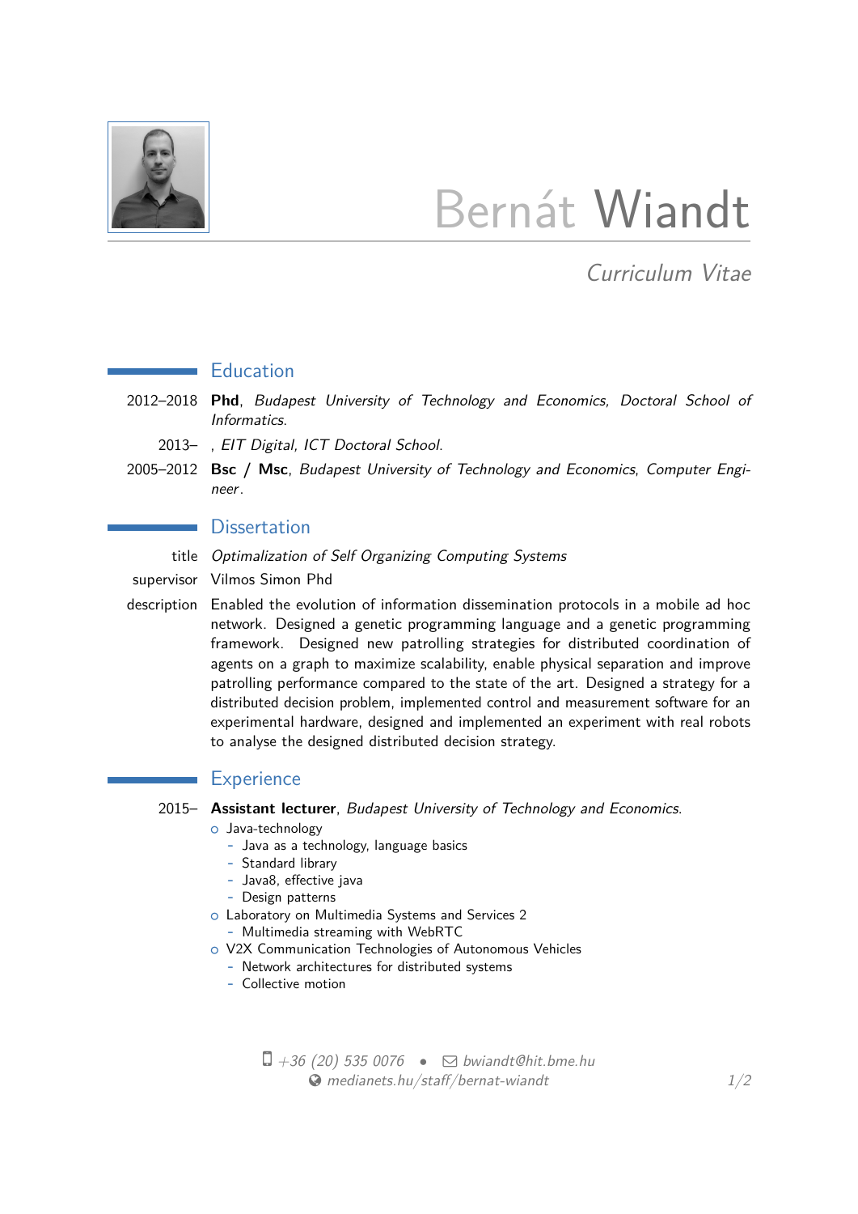# Bernát Wiandt

*Curriculum Vitae*

## Education

2012–2018 **Phd**, *Budapest University of Technology and Economics, Doctoral School of Informatics*.

2013– , *EIT Digital, ICT Doctoral School*.

2005–2012 **Bsc / Msc**, *Budapest University of Technology and Economics*, *Computer Engineer*.

## Dissertation

title *Optimalization of Self Organizing Computing Systems*

supervisor Vilmos Simon Phd

description Enabled the evolution of information dissemination protocols in a mobile ad hoc network. Designed a genetic programming language and a genetic programming framework. Designed new patrolling strategies for distributed coordination of agents on a graph to maximize scalability, enable physical separation and improve patrolling performance compared to the state of the art. Designed a strategy for a distributed decision problem, implemented control and measurement software for an experimental hardware, designed and implemented an experiment with real robots to analyse the designed distributed decision strategy.

## Experience

2015– **Assistant lecturer**, *Budapest University of Technology and Economics*.

- Java-technology
  - Java as a technology, language basics
  - Standard library
  - Java8, effective java
  - Design patterns
- Laboratory on Multimedia Systems and Services 2
  - Multimedia streaming with WebRTC
- V2X Communication Technologies of Autonomous Vehicles
  - Network architectures for distributed systems
  - Collective motion

+36 (20) 535 0076 • bwiandt@hit.bme.hu
medianets.hu/staff/bernat-wiandt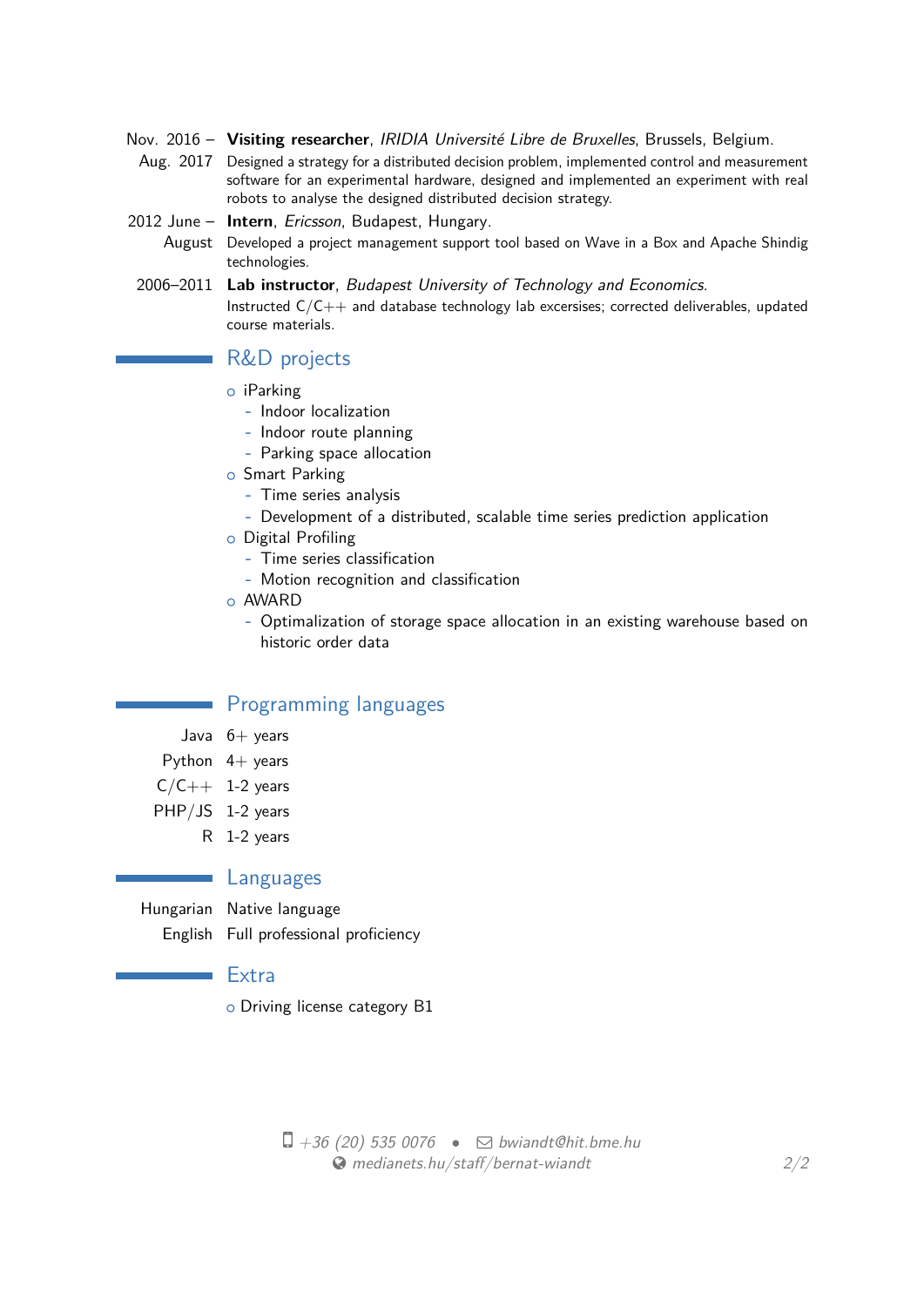Nov. 2016 – Aug. 2017 **Visiting researcher**, *IRIDIA Université Libre de Bruxelles*, Brussels, Belgium.
Designed a strategy for a distributed decision problem, implemented control and measurement software for an experimental hardware, designed and implemented an experiment with real robots to analyse the designed distributed decision strategy.

2012 June – August **Intern**, *Ericsson*, Budapest, Hungary.
Developed a project management support tool based on Wave in a Box and Apache Shindig technologies.

2006–2011 **Lab instructor**, *Budapest University of Technology and Economics*.
Instructed C/C++ and database technology lab excersises; corrected deliverables, updated course materials.

## R&D projects

- iParking
  - Indoor localization
  - Indoor route planning
  - Parking space allocation
- Smart Parking
  - Time series analysis
  - Development of a distributed, scalable time series prediction application
- Digital Profiling
  - Time series classification
  - Motion recognition and classification
- AWARD
  - Optimalization of storage space allocation in an existing warehouse based on historic order data

## Programming languages

| | |
|---|---|
| Java | 6+ years |
| Python | 4+ years |
| C/C++ | 1-2 years |
| PHP/JS | 1-2 years |
| R | 1-2 years |

## Languages

| | |
|---|---|
| Hungarian | Native language |
| English | Full professional proficiency |

## Extra

- Driving license category B1

+36 (20) 535 0076 • bwiandt@hit.bme.hu
medianets.hu/staff/bernat-wiandt